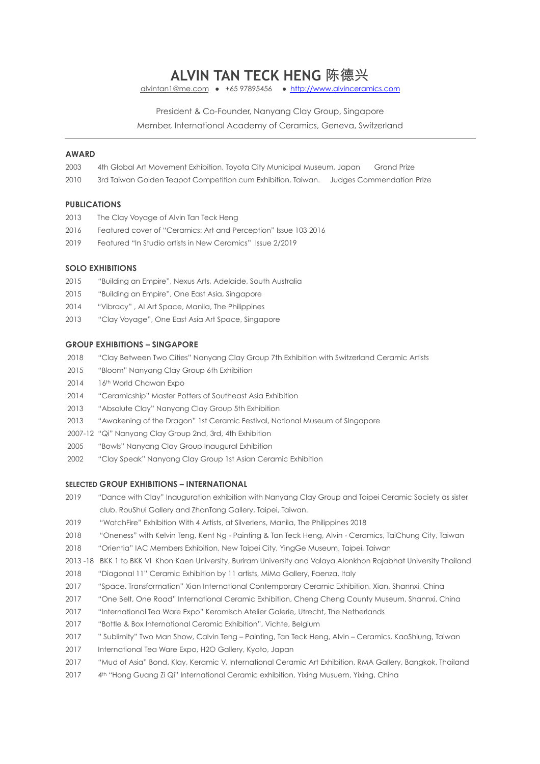# ALVIN TAN TECK HENG 陈德兴

alvintan1@me.com • +65 97895456 • http://www.alvinceramics.com

President & Co-Founder, Nanyang Clay Group, Singapore

Member, International Academy of Ceramics, Geneva, Switzerland

---

## AWARD

2003 4th Global Art Movement Exhibition, Toyota City Municipal Museum, Japan Grand Prize

2010 3rd Taiwan Golden Teapot Competition cum Exhibition, Taiwan. Judges Commendation Prize

## PUBLICATIONS

2013 The Clay Voyage of Alvin Tan Teck Heng

2016 Featured cover of "Ceramics: Art and Perception" Issue 103 2016

2019 Featured "In Studio artists in New Ceramics" Issue 2/2019

## SOLO EXHIBITIONS

2015 "Building an Empire", Nexus Arts, Adelaide, South Australia

2015 "Building an Empire", One East Asia, Singapore

2014 "Vibracy" , AI Art Space, Manila, The Philippines

2013 "Clay Voyage", One East Asia Art Space, Singapore

## GROUP EXHIBITIONS – SINGAPORE

2018 "Clay Between Two Cities" Nanyang Clay Group 7th Exhibition with Switzerland Ceramic Artists

2015 "Bloom" Nanyang Clay Group 6th Exhibition

2014 16th World Chawan Expo

2014 "Ceramicship" Master Potters of Southeast Asia Exhibition

2013 "Absolute Clay" Nanyang Clay Group 5th Exhibition

2013 "Awakening of the Dragon" 1st Ceramic Festival, National Museum of SIngapore

2007-12 "Qi" Nanyang Clay Group 2nd, 3rd, 4th Exhibition

2005 "Bowls" Nanyang Clay Group Inaugural Exhibition

2002 "Clay Speak" Nanyang Clay Group 1st Asian Ceramic Exhibition

## SELECTED GROUP EXHIBITIONS – INTERNATIONAL

2019 "Dance with Clay" Inauguration exhibition with Nanyang Clay Group and Taipei Ceramic Society as sister club. RouShui Gallery and ZhanTang Gallery, Taipei, Taiwan.

2019 "WatchFire" Exhibition With 4 Artists, at Silverlens, Manila, The Philippines 2018

2018 "Oneness" with Kelvin Teng, Kent Ng - Painting & Tan Teck Heng, Alvin - Ceramics, TaiChung City, Taiwan

2018 "Orientia" IAC Members Exhibition, New Taipei City, YingGe Museum, Taipei, Taiwan

2013 -18 BKK 1 to BKK VI Khon Kaen University, Buriram University and Valaya Alonkhon Rajabhat University Thailand

2018 "Diagonal 11" Ceramic Exhibition by 11 artists, MiMo Gallery, Faenza, Italy

2017 "Space. Transformation" Xian International Contemporary Ceramic Exhibition, Xian, Shannxi, China

2017 "One Belt, One Road" International Ceramic Exhibition, Cheng Cheng County Museum, Shannxi, China

2017 "International Tea Ware Expo" Keramisch Atelier Galerie, Utrecht, The Netherlands

2017 "Bottle & Box International Ceramic Exhibition", Vichte, Belgium

2017 " Sublimity" Two Man Show, Calvin Teng – Painting, Tan Teck Heng, Alvin – Ceramics, KaoShiung, Taiwan

2017 International Tea Ware Expo, H2O Gallery, Kyoto, Japan

2017 "Mud of Asia" Bond, Klay, Keramic V, International Ceramic Art Exhibition, RMA Gallery, Bangkok, Thailand

2017 4th "Hong Guang Zi Qi" International Ceramic exhibition, Yixing Musuem, Yixing, China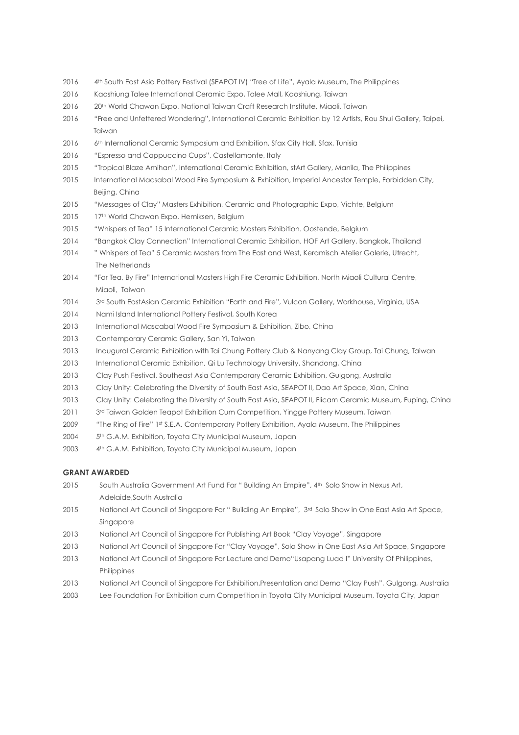2016 4th South East Asia Pottery Festival (SEAPOT IV) "Tree of Life", Ayala Museum, The Philippines
2016 Kaoshiung Talee International Ceramic Expo, Talee Mall, Kaoshiung, Taiwan
2016 20th World Chawan Expo, National Taiwan Craft Research Institute, Miaoli, Taiwan
2016 "Free and Unfettered Wondering", International Ceramic Exhibition by 12 Artists, Rou Shui Gallery, Taipei, Taiwan
2016 6th International Ceramic Symposium and Exhibition, Sfax City Hall, Sfax, Tunisia
2016 "Espresso and Cappuccino Cups", Castellamonte, Italy
2015 "Tropical Blaze Amihan", International Ceramic Exhibition, stArt Gallery, Manila, The Philippines
2015 International Macsabal Wood Fire Symposium & Exhibition, Imperial Ancestor Temple, Forbidden City, Beijing, China
2015 "Messages of Clay" Masters Exhibition, Ceramic and Photographic Expo, Vichte, Belgium
2015 17th World Chawan Expo, Hemiksen, Belgium
2015 "Whispers of Tea" 15 International Ceramic Masters Exhibition. Oostende, Belgium
2014 "Bangkok Clay Connection" International Ceramic Exhibition, HOF Art Gallery, Bangkok, Thailand
2014 " Whispers of Tea" 5 Ceramic Masters from The East and West, Keramisch Atelier Galerie, Utrecht, The Netherlands
2014 "For Tea, By Fire" International Masters High Fire Ceramic Exhibition, North Miaoli Cultural Centre, Miaoli, Taiwan
2014 3rd South EastAsian Ceramic Exhibition "Earth and Fire", Vulcan Gallery, Workhouse, Virginia, USA
2014 Nami Island International Pottery Festival, South Korea
2013 International Mascabal Wood Fire Symposium & Exhibition, Zibo, China
2013 Contemporary Ceramic Gallery, San Yi, Taiwan
2013 Inaugural Ceramic Exhibition with Tai Chung Pottery Club & Nanyang Clay Group, Tai Chung, Taiwan
2013 International Ceramic Exhibition, Qi Lu Technology University, Shandong, China
2013 Clay Push Festival, Southeast Asia Contemporary Ceramic Exhibition, Gulgong, Australia
2013 Clay Unity: Celebrating the Diversity of South East Asia, SEAPOT II, Dao Art Space, Xian, China
2013 Clay Unity: Celebrating the Diversity of South East Asia, SEAPOT II, Flicam Ceramic Museum, Fuping, China
2011 3rd Taiwan Golden Teapot Exhibition Cum Competition, Yingge Pottery Museum, Taiwan
2009 "The Ring of Fire" 1st S.E.A. Contemporary Pottery Exhibition, Ayala Museum, The Philippines
2004 5th G.A.M. Exhibition, Toyota City Municipal Museum, Japan
2003 4th G.A.M. Exhibition, Toyota City Municipal Museum, Japan

**GRANT AWARDED**

2015 South Australia Government Art Fund For " Building An Empire", 4th Solo Show in Nexus Art, Adelaide,South Australia
2015 National Art Council of Singapore For " Building An Empire", 3rd Solo Show in One East Asia Art Space, Singapore
2013 National Art Council of Singapore For Publishing Art Book "Clay Voyage", Singapore
2013 National Art Council of Singapore For "Clay Voyage", Solo Show in One East Asia Art Space, SIngapore
2013 National Art Council of Singapore For Lecture and Demo"Usapang Luad I" University Of Philippines, Philippines
2013 National Art Council of Singapore For Exhibition,Presentation and Demo "Clay Push", Gulgong, Australia
2003 Lee Foundation For Exhibition cum Competition in Toyota City Municipal Museum, Toyota City, Japan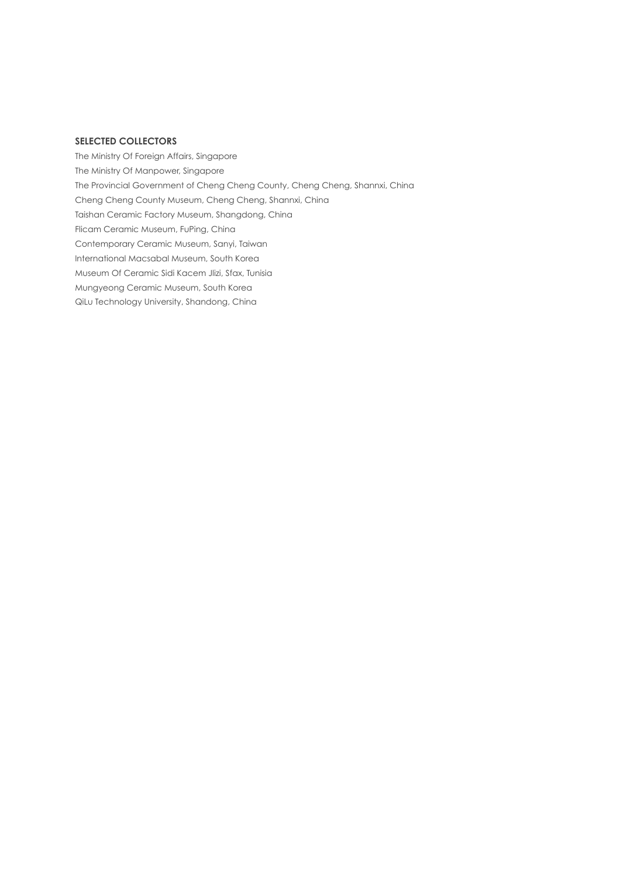**SELECTED COLLECTORS**

The Ministry Of Foreign Affairs, Singapore

The Ministry Of Manpower, Singapore

The Provincial Government of Cheng Cheng County, Cheng Cheng, Shannxi, China

Cheng Cheng County Museum, Cheng Cheng, Shannxi, China

Taishan Ceramic Factory Museum, Shangdong, China

Flicam Ceramic Museum, FuPing, China

Contemporary Ceramic Museum, Sanyi, Taiwan

International Macsabal Museum, South Korea

Museum Of Ceramic Sidi Kacem Jlizi, Sfax, Tunisia

Mungyeong Ceramic Museum, South Korea

QiLu Technology University, Shandong, China